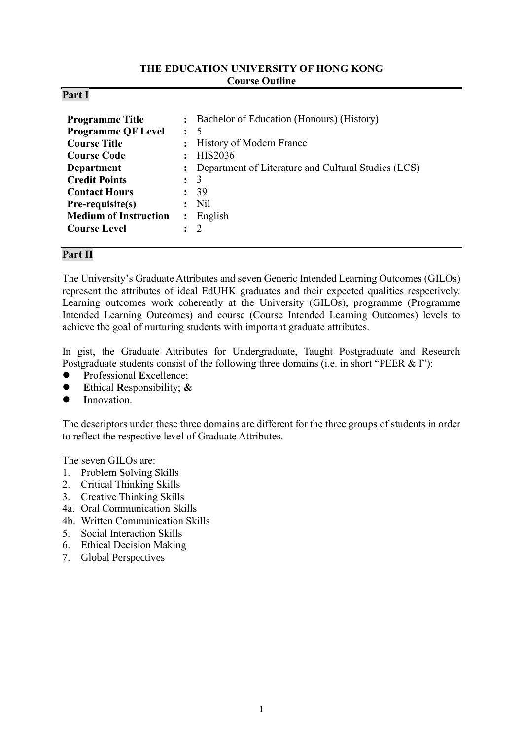**THE EDUCATION UNIVERSITY OF HONG KONG**
**Course Outline**

## Part I

| | | |
|---|---|---|
| **Programme Title** | : | Bachelor of Education (Honours) (History) |
| **Programme QF Level** | : | 5 |
| **Course Title** | : | History of Modern France |
| **Course Code** | : | HIS2036 |
| **Department** | : | Department of Literature and Cultural Studies (LCS) |
| **Credit Points** | : | 3 |
| **Contact Hours** | : | 39 |
| **Pre-requisite(s)** | : | Nil |
| **Medium of Instruction** | : | English |
| **Course Level** | : | 2 |

## Part II

The University's Graduate Attributes and seven Generic Intended Learning Outcomes (GILOs) represent the attributes of ideal EdUHK graduates and their expected qualities respectively. Learning outcomes work coherently at the University (GILOs), programme (Programme Intended Learning Outcomes) and course (Course Intended Learning Outcomes) levels to achieve the goal of nurturing students with important graduate attributes.

In gist, the Graduate Attributes for Undergraduate, Taught Postgraduate and Research Postgraduate students consist of the following three domains (i.e. in short "PEER & I"):

- **P**rofessional **E**xcellence;
- **E**thical **R**esponsibility; **&**
- **I**nnovation.

The descriptors under these three domains are different for the three groups of students in order to reflect the respective level of Graduate Attributes.

The seven GILOs are:

1. Problem Solving Skills
2. Critical Thinking Skills
3. Creative Thinking Skills

4a. Oral Communication Skills
4b. Written Communication Skills

5. Social Interaction Skills
6. Ethical Decision Making
7. Global Perspectives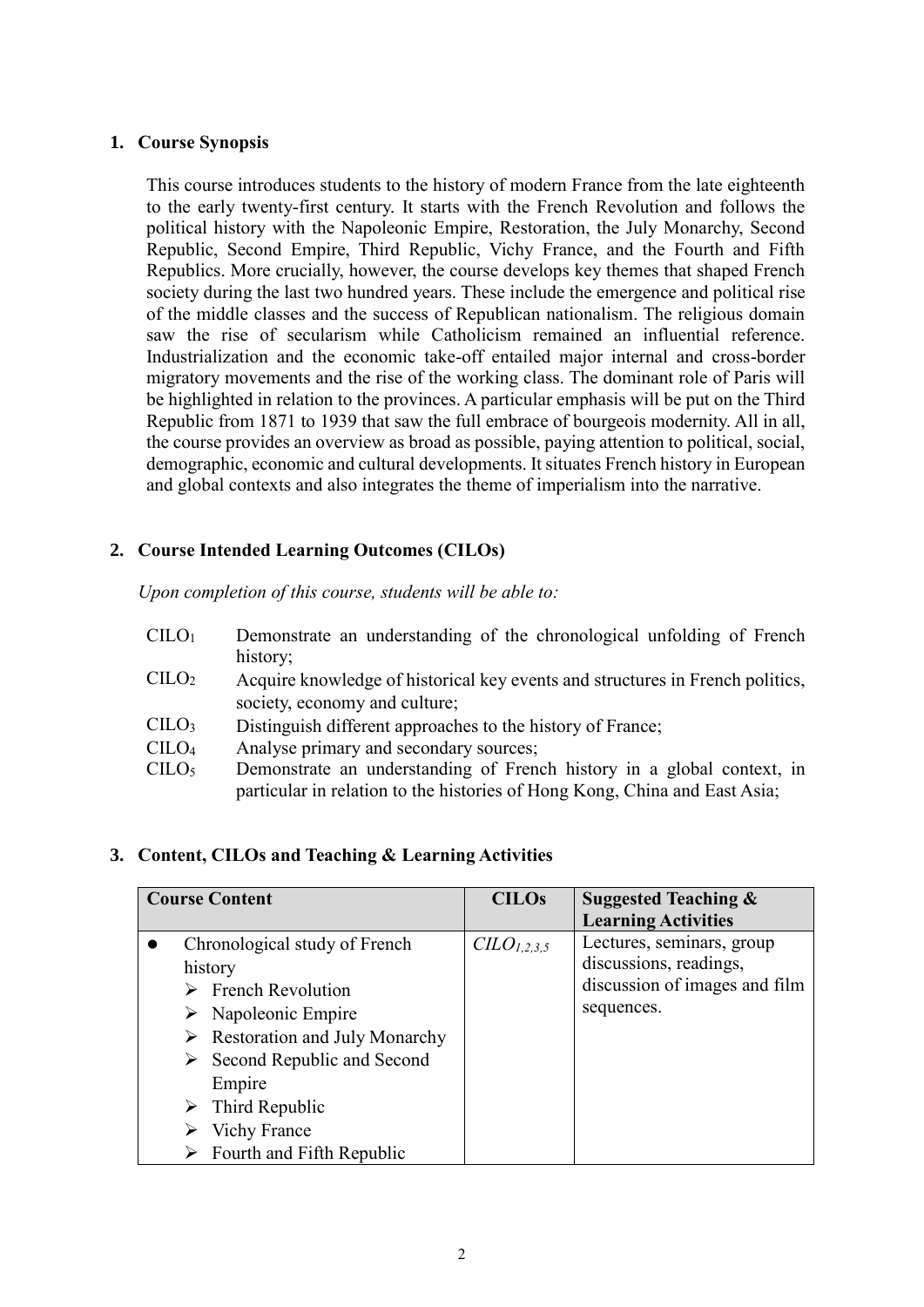## 1. Course Synopsis

This course introduces students to the history of modern France from the late eighteenth to the early twenty-first century. It starts with the French Revolution and follows the political history with the Napoleonic Empire, Restoration, the July Monarchy, Second Republic, Second Empire, Third Republic, Vichy France, and the Fourth and Fifth Republics. More crucially, however, the course develops key themes that shaped French society during the last two hundred years. These include the emergence and political rise of the middle classes and the success of Republican nationalism. The religious domain saw the rise of secularism while Catholicism remained an influential reference. Industrialization and the economic take-off entailed major internal and cross-border migratory movements and the rise of the working class. The dominant role of Paris will be highlighted in relation to the provinces. A particular emphasis will be put on the Third Republic from 1871 to 1939 that saw the full embrace of bourgeois modernity. All in all, the course provides an overview as broad as possible, paying attention to political, social, demographic, economic and cultural developments. It situates French history in European and global contexts and also integrates the theme of imperialism into the narrative.

## 2. Course Intended Learning Outcomes (CILOs)

*Upon completion of this course, students will be able to:*

- $CILO_1$ Demonstrate an understanding of the chronological unfolding of French history;
- $CILO_2$ Acquire knowledge of historical key events and structures in French politics, society, economy and culture;
- $CILO_3$ Distinguish different approaches to the history of France;
- $CILO_4$ Analyse primary and secondary sources;
- $CILO_5$ Demonstrate an understanding of French history in a global context, in particular in relation to the histories of Hong Kong, China and East Asia;

## 3. Content, CILOs and Teaching & Learning Activities

| Course Content | CILOs | Suggested Teaching & Learning Activities |
|---|---|---|
| ● Chronological study of French history<br>➢ French Revolution<br>➢ Napoleonic Empire<br>➢ Restoration and July Monarchy<br>➢ Second Republic and Second Empire<br>➢ Third Republic<br>➢ Vichy France<br>➢ Fourth and Fifth Republic | $CILO_{1,2,3,5}$ | Lectures, seminars, group discussions, readings, discussion of images and film sequences. |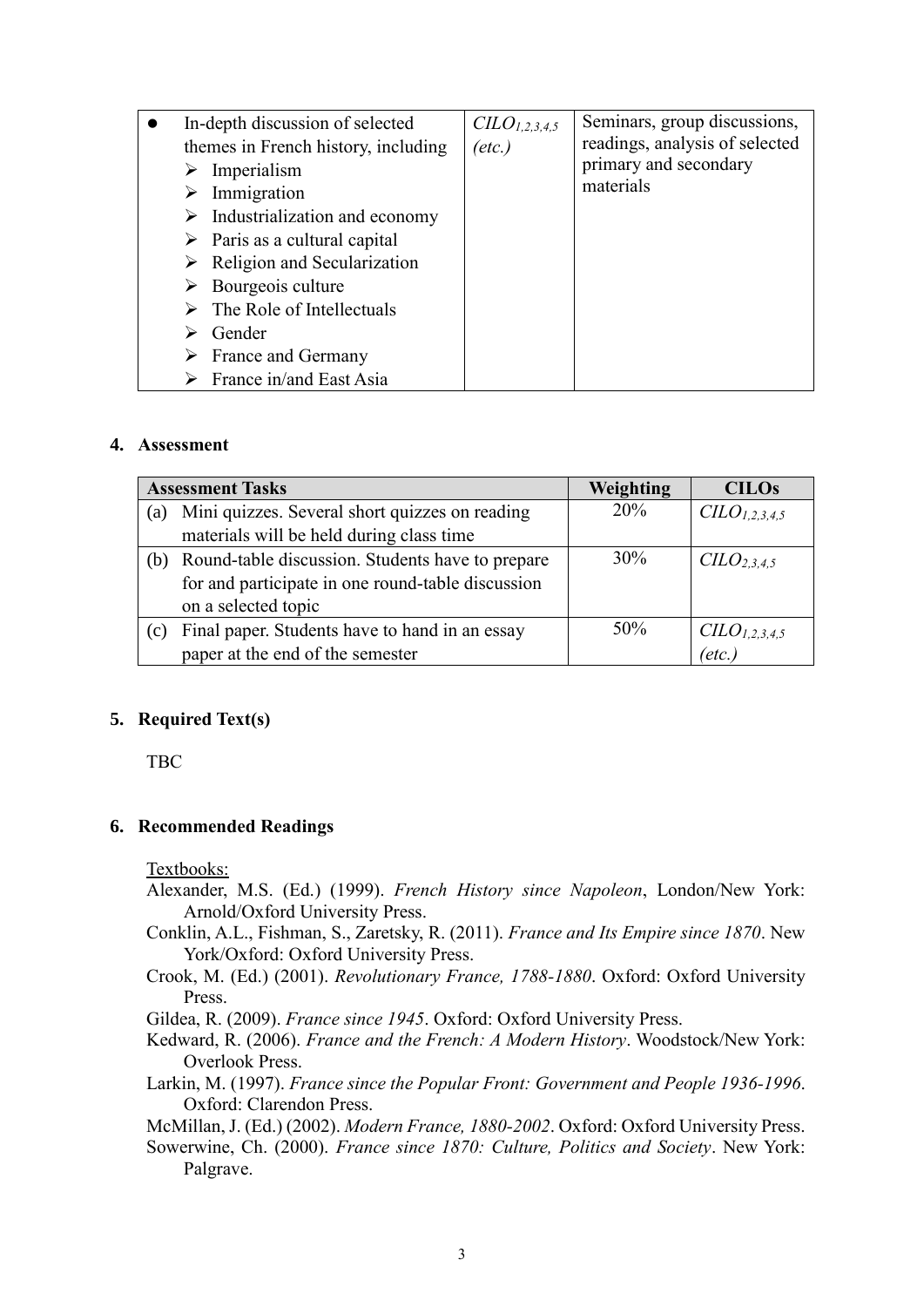| | | |
|---|---|---|
| • In-depth discussion of selected themes in French history, including<br>➢ Imperialism<br>➢ Immigration<br>➢ Industrialization and economy<br>➢ Paris as a cultural capital<br>➢ Religion and Secularization<br>➢ Bourgeois culture<br>➢ The Role of Intellectuals<br>➢ Gender<br>➢ France and Germany<br>➢ France in/and East Asia | $CILO_{1,2,3,4,5}$ *(etc.)* | Seminars, group discussions, readings, analysis of selected primary and secondary materials |

## 4. Assessment

| Assessment Tasks | Weighting | CILOs |
|---|---|---|
| (a) Mini quizzes. Several short quizzes on reading materials will be held during class time | 20% | $CILO_{1,2,3,4,5}$ |
| (b) Round-table discussion. Students have to prepare for and participate in one round-table discussion on a selected topic | 30% | $CILO_{2,3,4,5}$ |
| (c) Final paper. Students have to hand in an essay paper at the end of the semester | 50% | $CILO_{1,2,3,4,5}$ *(etc.)* |

## 5. Required Text(s)

TBC

## 6. Recommended Readings

Textbooks:

Alexander, M.S. (Ed.) (1999). *French History since Napoleon*, London/New York: Arnold/Oxford University Press.

Conklin, A.L., Fishman, S., Zaretsky, R. (2011). *France and Its Empire since 1870*. New York/Oxford: Oxford University Press.

Crook, M. (Ed.) (2001). *Revolutionary France, 1788-1880*. Oxford: Oxford University Press.

Gildea, R. (2009). *France since 1945*. Oxford: Oxford University Press.

Kedward, R. (2006). *France and the French: A Modern History*. Woodstock/New York: Overlook Press.

Larkin, M. (1997). *France since the Popular Front: Government and People 1936-1996*. Oxford: Clarendon Press.

McMillan, J. (Ed.) (2002). *Modern France, 1880-2002*. Oxford: Oxford University Press.

Sowerwine, Ch. (2000). *France since 1870: Culture, Politics and Society*. New York: Palgrave.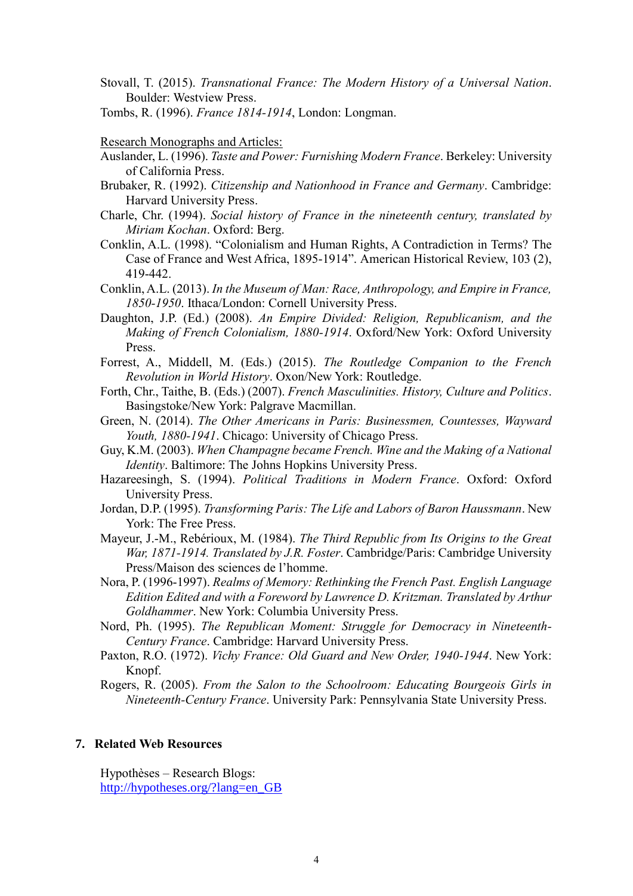Stovall, T. (2015). *Transnational France: The Modern History of a Universal Nation*. Boulder: Westview Press.

Tombs, R. (1996). *France 1814-1914*, London: Longman.

Research Monographs and Articles:

Auslander, L. (1996). *Taste and Power: Furnishing Modern France*. Berkeley: University of California Press.

Brubaker, R. (1992). *Citizenship and Nationhood in France and Germany*. Cambridge: Harvard University Press.

Charle, Chr. (1994). *Social history of France in the nineteenth century, translated by Miriam Kochan*. Oxford: Berg.

Conklin, A.L. (1998). “Colonialism and Human Rights, A Contradiction in Terms? The Case of France and West Africa, 1895-1914”. American Historical Review, 103 (2), 419-442.

Conklin, A.L. (2013). *In the Museum of Man: Race, Anthropology, and Empire in France, 1850-1950*. Ithaca/London: Cornell University Press.

Daughton, J.P. (Ed.) (2008). *An Empire Divided: Religion, Republicanism, and the Making of French Colonialism, 1880-1914*. Oxford/New York: Oxford University Press.

Forrest, A., Middell, M. (Eds.) (2015). *The Routledge Companion to the French Revolution in World History*. Oxon/New York: Routledge.

Forth, Chr., Taithe, B. (Eds.) (2007). *French Masculinities. History, Culture and Politics*. Basingstoke/New York: Palgrave Macmillan.

Green, N. (2014). *The Other Americans in Paris: Businessmen, Countesses, Wayward Youth, 1880-1941*. Chicago: University of Chicago Press.

Guy, K.M. (2003). *When Champagne became French. Wine and the Making of a National Identity*. Baltimore: The Johns Hopkins University Press.

Hazareesingh, S. (1994). *Political Traditions in Modern France*. Oxford: Oxford University Press.

Jordan, D.P. (1995). *Transforming Paris: The Life and Labors of Baron Haussmann*. New York: The Free Press.

Mayeur, J.-M., Rebérioux, M. (1984). *The Third Republic from Its Origins to the Great War, 1871-1914. Translated by J.R. Foster*. Cambridge/Paris: Cambridge University Press/Maison des sciences de l’homme.

Nora, P. (1996-1997). *Realms of Memory: Rethinking the French Past. English Language Edition Edited and with a Foreword by Lawrence D. Kritzman. Translated by Arthur Goldhammer*. New York: Columbia University Press.

Nord, Ph. (1995). *The Republican Moment: Struggle for Democracy in Nineteenth-Century France*. Cambridge: Harvard University Press.

Paxton, R.O. (1972). *Vichy France: Old Guard and New Order, 1940-1944*. New York: Knopf.

Rogers, R. (2005). *From the Salon to the Schoolroom: Educating Bourgeois Girls in Nineteenth-Century France*. University Park: Pennsylvania State University Press.

## 7. Related Web Resources

Hypothèses – Research Blogs:
http://hypotheses.org/?lang=en_GB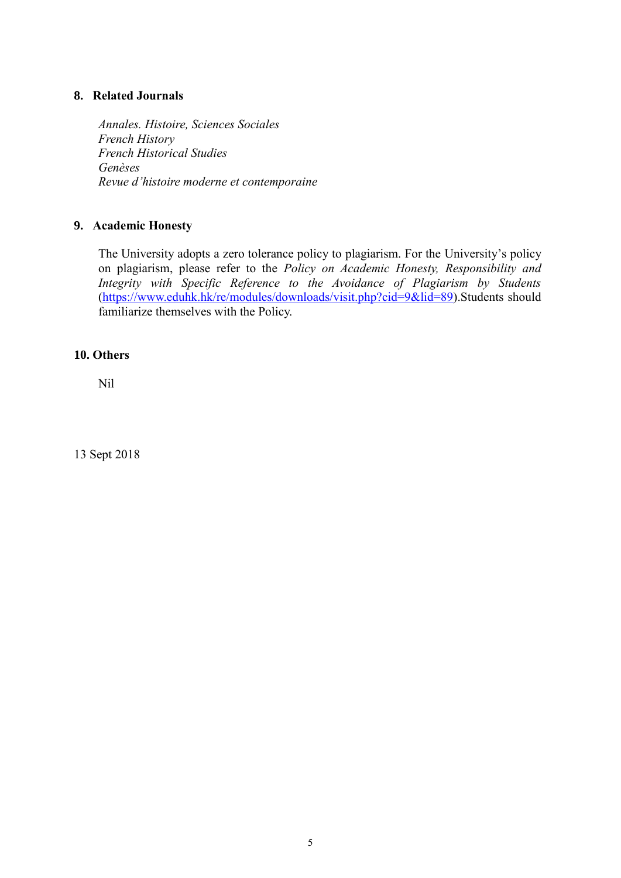## 8. Related Journals

*Annales. Histoire, Sciences Sociales*
*French History*
*French Historical Studies*
*Genèses*
*Revue d'histoire moderne et contemporaine*

## 9. Academic Honesty

The University adopts a zero tolerance policy to plagiarism. For the University's policy on plagiarism, please refer to the *Policy on Academic Honesty, Responsibility and Integrity with Specific Reference to the Avoidance of Plagiarism by Students* (https://www.eduhk.hk/re/modules/downloads/visit.php?cid=9&lid=89).Students should familiarize themselves with the Policy.

## 10. Others

Nil

13 Sept 2018